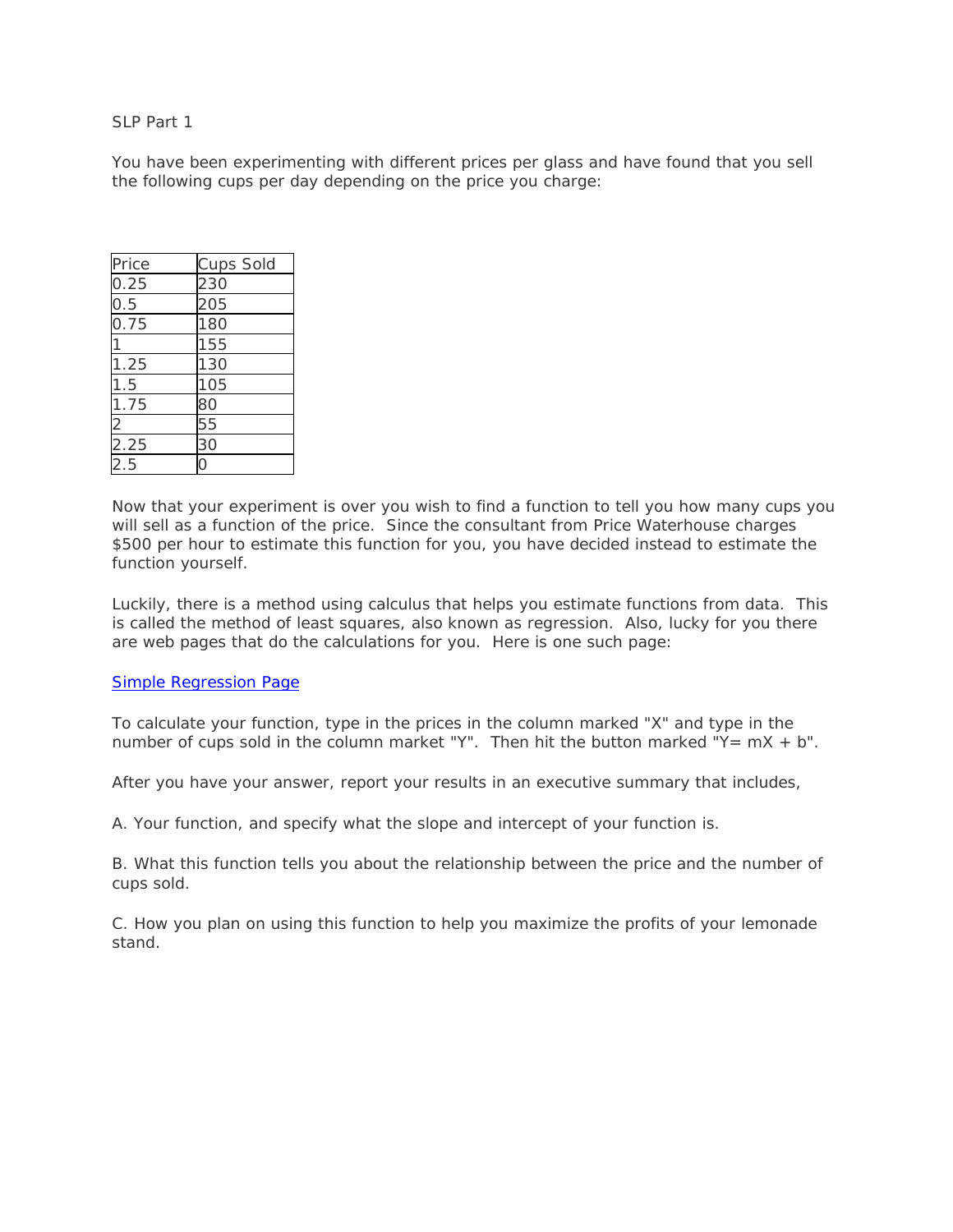SLP Part 1

You have been experimenting with different prices per glass and have found that you sell the following cups per day depending on the price you charge:

| Price | Cups Sold |
| --- | --- |
| 0.25 | 230 |
| 0.5 | 205 |
| 0.75 | 180 |
| 1 | 155 |
| 1.25 | 130 |
| 1.5 | 105 |
| 1.75 | 80 |
| 2 | 55 |
| 2.25 | 30 |
| 2.5 | 0 |

Now that your experiment is over you wish to find a function to tell you how many cups you will sell as a function of the price. Since the consultant from Price Waterhouse charges $500 per hour to estimate this function for you, you have decided instead to estimate the function yourself.

Luckily, there is a method using calculus that helps you estimate functions from data. This is called the method of least squares, also known as regression. Also, lucky for you there are web pages that do the calculations for you. Here is one such page:

[Simple Regression Page]()

To calculate your function, type in the prices in the column marked "X" and type in the number of cups sold in the column market "Y". Then hit the button marked "Y= mX + b".

After you have your answer, report your results in an executive summary that includes,

A. Your function, and specify what the slope and intercept of your function is.

B. What this function tells you about the relationship between the price and the number of cups sold.

C. How you plan on using this function to help you maximize the profits of your lemonade stand.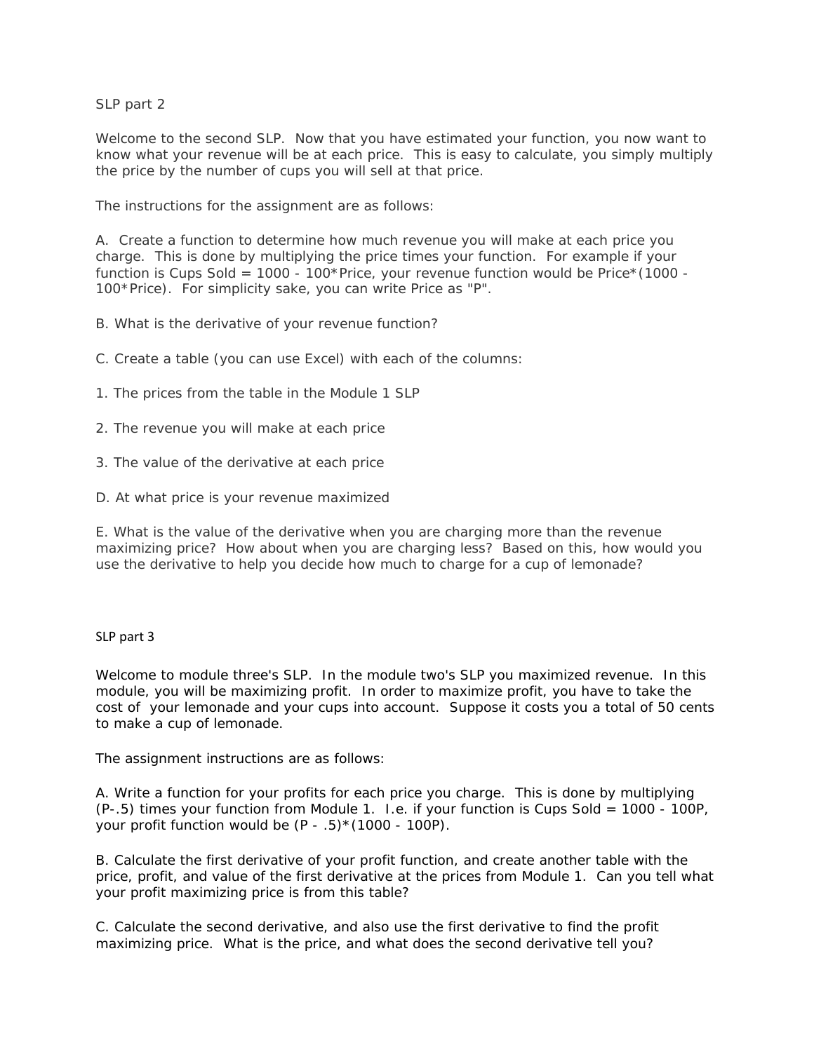SLP part 2

Welcome to the second SLP. Now that you have estimated your function, you now want to know what your revenue will be at each price. This is easy to calculate, you simply multiply the price by the number of cups you will sell at that price.

The instructions for the assignment are as follows:

A. Create a function to determine how much revenue you will make at each price you charge. This is done by multiplying the price times your function. For example if your function is Cups Sold = 1000 - 100*Price, your revenue function would be Price*(1000 - 100*Price). For simplicity sake, you can write Price as "P".

B. What is the derivative of your revenue function?

C. Create a table (you can use Excel) with each of the columns:

1. The prices from the table in the Module 1 SLP

2. The revenue you will make at each price

3. The value of the derivative at each price

D. At what price is your revenue maximized

E. What is the value of the derivative when you are charging more than the revenue maximizing price? How about when you are charging less? Based on this, how would you use the derivative to help you decide how much to charge for a cup of lemonade?

SLP part 3

Welcome to module three's SLP. In the module two's SLP you maximized revenue. In this module, you will be maximizing profit. In order to maximize profit, you have to take the cost of your lemonade and your cups into account. Suppose it costs you a total of 50 cents to make a cup of lemonade.

The assignment instructions are as follows:

A. Write a function for your profits for each price you charge. This is done by multiplying (P-.5) times your function from Module 1. I.e. if your function is Cups Sold = 1000 - 100P, your profit function would be (P - .5)*(1000 - 100P).

B. Calculate the first derivative of your profit function, and create another table with the price, profit, and value of the first derivative at the prices from Module 1. Can you tell what your profit maximizing price is from this table?

C. Calculate the second derivative, and also use the first derivative to find the profit maximizing price. What is the price, and what does the second derivative tell you?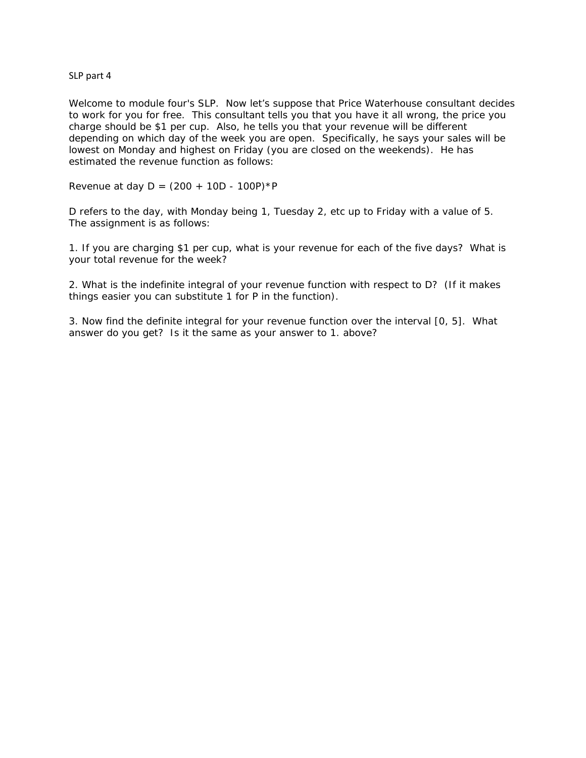SLP part 4

Welcome to module four's SLP. Now let's suppose that Price Waterhouse consultant decides to work for you for free. This consultant tells you that you have it all wrong, the price you charge should be $1 per cup. Also, he tells you that your revenue will be different depending on which day of the week you are open. Specifically, he says your sales will be lowest on Monday and highest on Friday (you are closed on the weekends). He has estimated the revenue function as follows:

Revenue at day $D = (200 + 10D - 100P)*P$

$D$ refers to the day, with Monday being 1, Tuesday 2, etc up to Friday with a value of 5. The assignment is as follows:

1. If you are charging $1 per cup, what is your revenue for each of the five days? What is your total revenue for the week?

2. What is the indefinite integral of your revenue function with respect to $D$? (If it makes things easier you can substitute 1 for $P$ in the function).

3. Now find the definite integral for your revenue function over the interval $[0, 5]$. What answer do you get? Is it the same as your answer to 1. above?